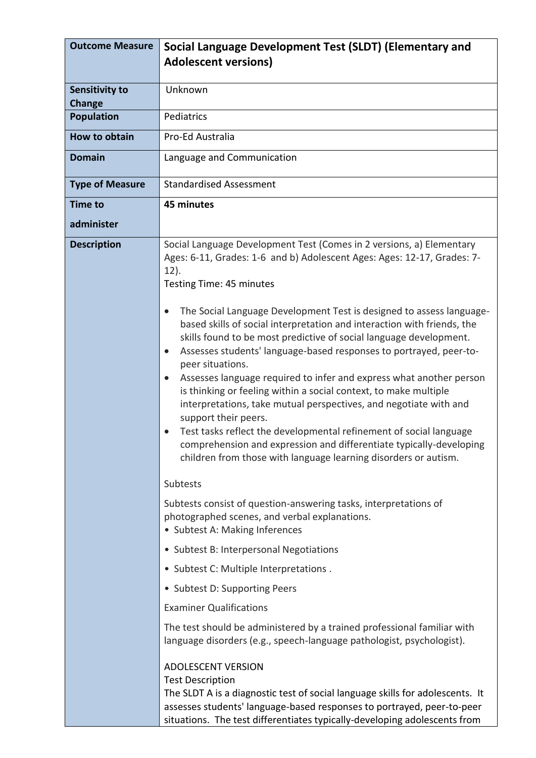| Outcome Measure | Social Language Development Test (SLDT) (Elementary and Adolescent versions) |
|---|---|
| Sensitivity to Change | Unknown |
| Population | Pediatrics |
| How to obtain | Pro-Ed Australia |
| Domain | Language and Communication |
| Type of Measure | Standardised Assessment |
| Time to administer | **45 minutes** |
| Description | Social Language Development Test (Comes in 2 versions, a) Elementary Ages: 6-11, Grades: 1-6 and b) Adolescent Ages: Ages: 12-17, Grades: 7-12).<br>Testing Time: 45 minutes<br><br>• The Social Language Development Test is designed to assess language-based skills of social interpretation and interaction with friends, the skills found to be most predictive of social language development.<br>• Assesses students' language-based responses to portrayed, peer-to-peer situations.<br>• Assesses language required to infer and express what another person is thinking or feeling within a social context, to make multiple interpretations, take mutual perspectives, and negotiate with and support their peers.<br>• Test tasks reflect the developmental refinement of social language comprehension and expression and differentiate typically-developing children from those with language learning disorders or autism.<br><br>Subtests<br><br>Subtests consist of question-answering tasks, interpretations of photographed scenes, and verbal explanations.<br>• Subtest A: Making Inferences<br>• Subtest B: Interpersonal Negotiations<br>• Subtest C: Multiple Interpretations .<br>• Subtest D: Supporting Peers<br><br>Examiner Qualifications<br><br>The test should be administered by a trained professional familiar with language disorders (e.g., speech-language pathologist, psychologist).<br><br>ADOLESCENT VERSION<br>Test Description<br>The SLDT A is a diagnostic test of social language skills for adolescents. It assesses students' language-based responses to portrayed, peer-to-peer situations. The test differentiates typically-developing adolescents from |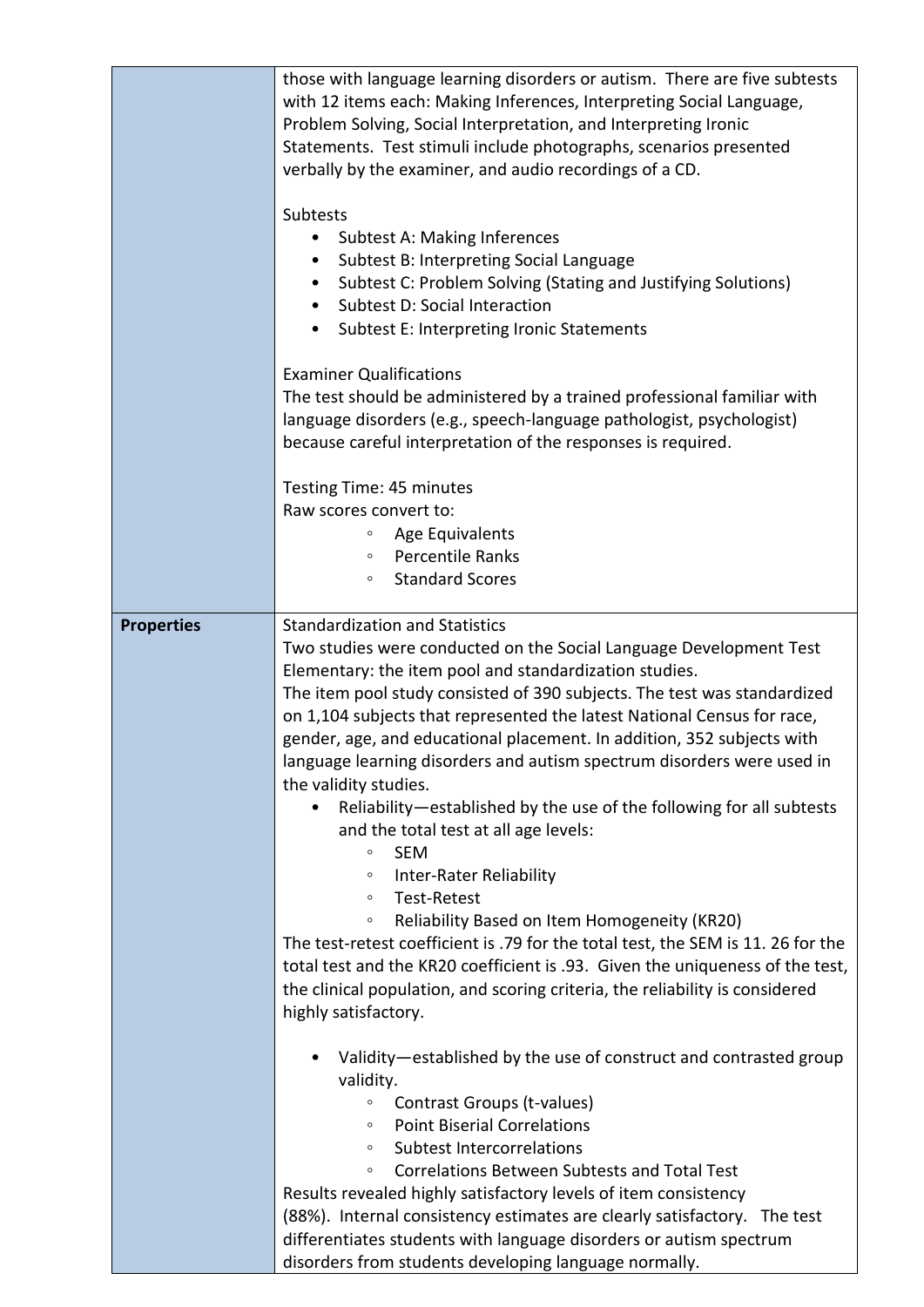| | |
|---|---|
| | those with language learning disorders or autism. There are five subtests with 12 items each: Making Inferences, Interpreting Social Language, Problem Solving, Social Interpretation, and Interpreting Ironic Statements. Test stimuli include photographs, scenarios presented verbally by the examiner, and audio recordings of a CD.<br><br>Subtests<br>• Subtest A: Making Inferences<br>• Subtest B: Interpreting Social Language<br>• Subtest C: Problem Solving (Stating and Justifying Solutions)<br>• Subtest D: Social Interaction<br>• Subtest E: Interpreting Ironic Statements<br><br>Examiner Qualifications<br>The test should be administered by a trained professional familiar with language disorders (e.g., speech-language pathologist, psychologist) because careful interpretation of the responses is required.<br><br>Testing Time: 45 minutes<br>Raw scores convert to:<br>◦ Age Equivalents<br>◦ Percentile Ranks<br>◦ Standard Scores |
| **Properties** | Standardization and Statistics<br>Two studies were conducted on the Social Language Development Test Elementary: the item pool and standardization studies.<br>The item pool study consisted of 390 subjects. The test was standardized on 1,104 subjects that represented the latest National Census for race, gender, age, and educational placement. In addition, 352 subjects with language learning disorders and autism spectrum disorders were used in the validity studies.<br>• Reliability—established by the use of the following for all subtests and the total test at all age levels:<br>◦ SEM<br>◦ Inter-Rater Reliability<br>◦ Test-Retest<br>◦ Reliability Based on Item Homogeneity (KR20)<br>The test-retest coefficient is .79 for the total test, the SEM is 11. 26 for the total test and the KR20 coefficient is .93. Given the uniqueness of the test, the clinical population, and scoring criteria, the reliability is considered highly satisfactory.<br><br>• Validity—established by the use of construct and contrasted group validity.<br>◦ Contrast Groups (t-values)<br>◦ Point Biserial Correlations<br>◦ Subtest Intercorrelations<br>◦ Correlations Between Subtests and Total Test<br>Results revealed highly satisfactory levels of item consistency (88%). Internal consistency estimates are clearly satisfactory. The test differentiates students with language disorders or autism spectrum disorders from students developing language normally. |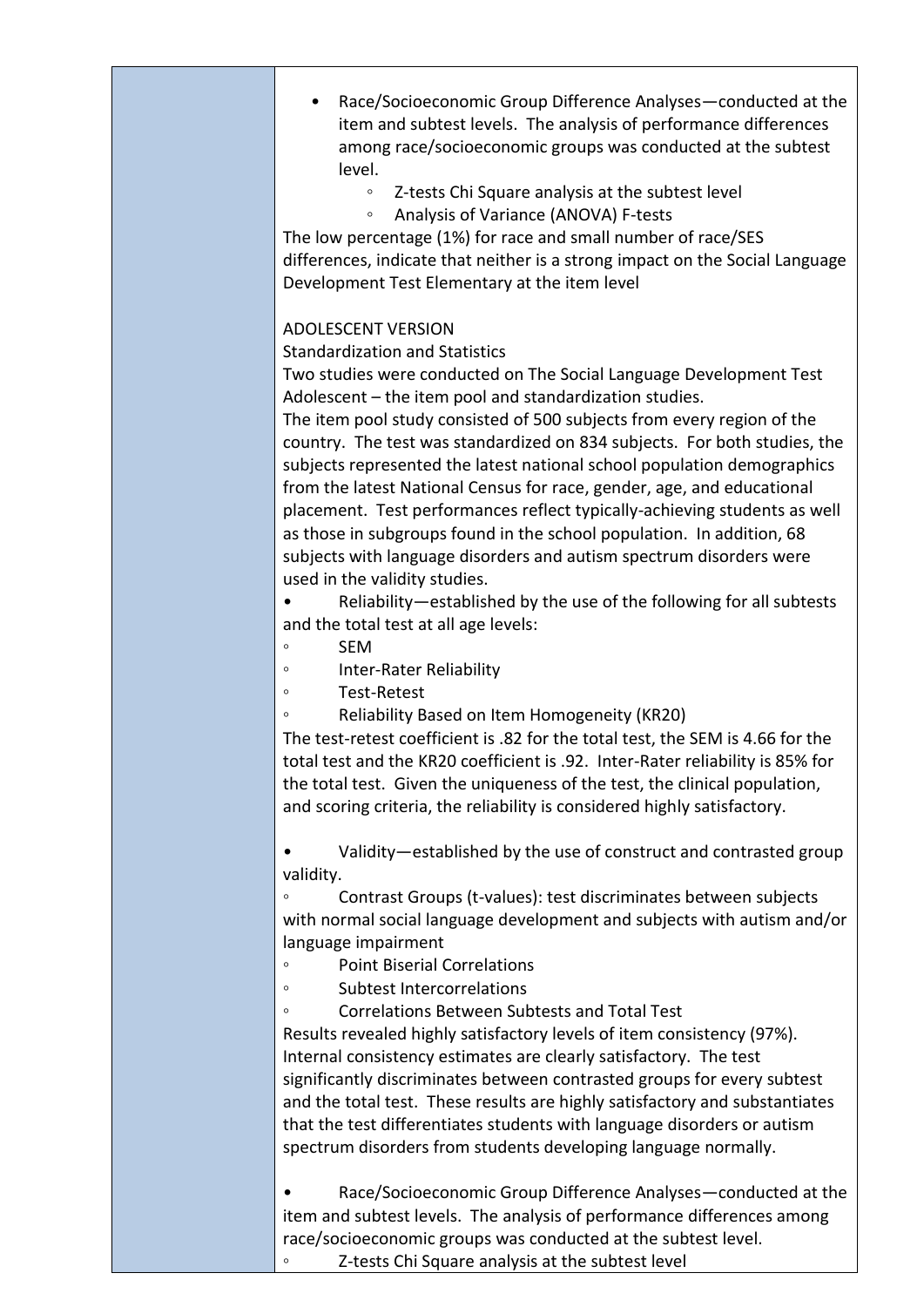- Race/Socioeconomic Group Difference Analyses—conducted at the item and subtest levels. The analysis of performance differences among race/socioeconomic groups was conducted at the subtest level.
  - Z-tests Chi Square analysis at the subtest level
  - Analysis of Variance (ANOVA) F-tests

The low percentage (1%) for race and small number of race/SES differences, indicate that neither is a strong impact on the Social Language Development Test Elementary at the item level

ADOLESCENT VERSION

Standardization and Statistics

Two studies were conducted on The Social Language Development Test Adolescent – the item pool and standardization studies.

The item pool study consisted of 500 subjects from every region of the country. The test was standardized on 834 subjects. For both studies, the subjects represented the latest national school population demographics from the latest National Census for race, gender, age, and educational placement. Test performances reflect typically-achieving students as well as those in subgroups found in the school population. In addition, 68 subjects with language disorders and autism spectrum disorders were used in the validity studies.

- Reliability—established by the use of the following for all subtests and the total test at all age levels:
  - SEM
  - Inter-Rater Reliability
  - Test-Retest
  - Reliability Based on Item Homogeneity (KR20)

The test-retest coefficient is .82 for the total test, the SEM is 4.66 for the total test and the KR20 coefficient is .92. Inter-Rater reliability is 85% for the total test. Given the uniqueness of the test, the clinical population, and scoring criteria, the reliability is considered highly satisfactory.

- Validity—established by the use of construct and contrasted group validity.
  - Contrast Groups (t-values): test discriminates between subjects with normal social language development and subjects with autism and/or language impairment
  - Point Biserial Correlations
  - Subtest Intercorrelations
  - Correlations Between Subtests and Total Test

Results revealed highly satisfactory levels of item consistency (97%). Internal consistency estimates are clearly satisfactory. The test significantly discriminates between contrasted groups for every subtest and the total test. These results are highly satisfactory and substantiates that the test differentiates students with language disorders or autism spectrum disorders from students developing language normally.

- Race/Socioeconomic Group Difference Analyses—conducted at the item and subtest levels. The analysis of performance differences among race/socioeconomic groups was conducted at the subtest level.
  - Z-tests Chi Square analysis at the subtest level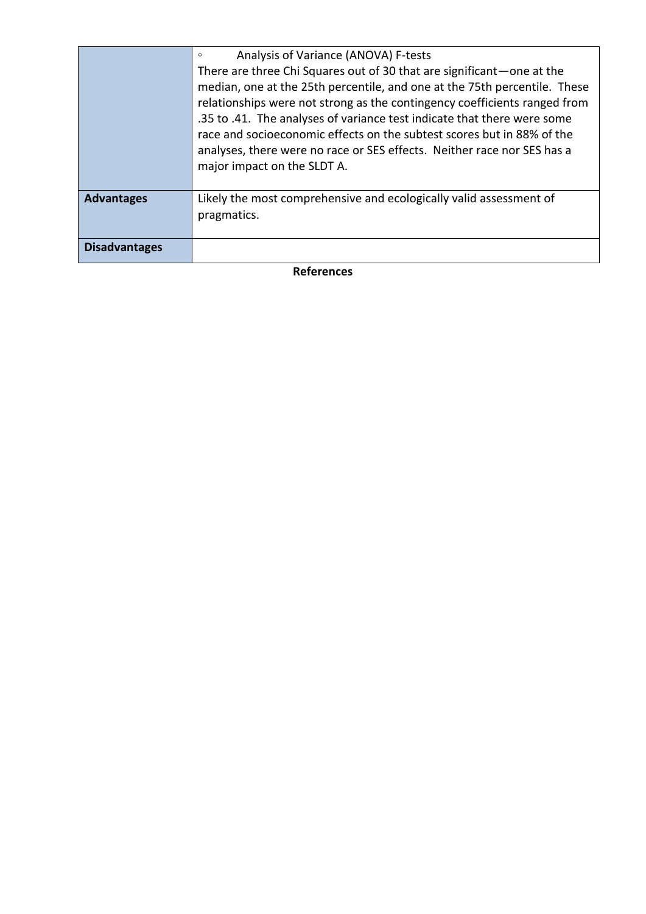| | |
|---|---|
| | ◦ Analysis of Variance (ANOVA) F-tests<br>There are three Chi Squares out of 30 that are significant—one at the median, one at the 25th percentile, and one at the 75th percentile. These relationships were not strong as the contingency coefficients ranged from .35 to .41. The analyses of variance test indicate that there were some race and socioeconomic effects on the subtest scores but in 88% of the analyses, there were no race or SES effects. Neither race nor SES has a major impact on the SLDT A. |
| **Advantages** | Likely the most comprehensive and ecologically valid assessment of pragmatics. |
| **Disadvantages** | |

**References**